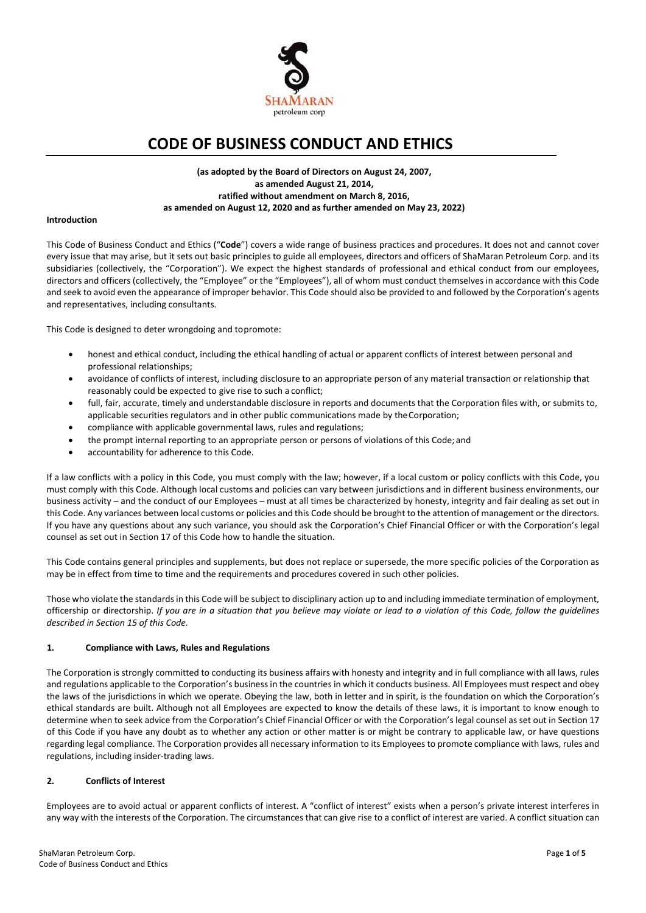# CODE OF BUSINESS CONDUCT AND ETHICS

**(as adopted by the Board of Directors on August 24, 2007, as amended August 21, 2014, ratified without amendment on March 8, 2016, as amended on August 12, 2020 and as further amended on May 23, 2022)**

**Introduction**

This Code of Business Conduct and Ethics ("**Code**") covers a wide range of business practices and procedures. It does not and cannot cover every issue that may arise, but it sets out basic principles to guide all employees, directors and officers of ShaMaran Petroleum Corp. and its subsidiaries (collectively, the "Corporation"). We expect the highest standards of professional and ethical conduct from our employees, directors and officers (collectively, the "Employee" or the "Employees"), all of whom must conduct themselves in accordance with this Code and seek to avoid even the appearance of improper behavior. This Code should also be provided to and followed by the Corporation's agents and representatives, including consultants.

This Code is designed to deter wrongdoing and to promote:

- honest and ethical conduct, including the ethical handling of actual or apparent conflicts of interest between personal and professional relationships;
- avoidance of conflicts of interest, including disclosure to an appropriate person of any material transaction or relationship that reasonably could be expected to give rise to such a conflict;
- full, fair, accurate, timely and understandable disclosure in reports and documents that the Corporation files with, or submits to, applicable securities regulators and in other public communications made by the Corporation;
- compliance with applicable governmental laws, rules and regulations;
- the prompt internal reporting to an appropriate person or persons of violations of this Code; and
- accountability for adherence to this Code.

If a law conflicts with a policy in this Code, you must comply with the law; however, if a local custom or policy conflicts with this Code, you must comply with this Code. Although local customs and policies can vary between jurisdictions and in different business environments, our business activity – and the conduct of our Employees – must at all times be characterized by honesty, integrity and fair dealing as set out in this Code. Any variances between local customs or policies and this Code should be brought to the attention of management or the directors. If you have any questions about any such variance, you should ask the Corporation's Chief Financial Officer or with the Corporation's legal counsel as set out in Section 17 of this Code how to handle the situation.

This Code contains general principles and supplements, but does not replace or supersede, the more specific policies of the Corporation as may be in effect from time to time and the requirements and procedures covered in such other policies.

Those who violate the standards in this Code will be subject to disciplinary action up to and including immediate termination of employment, officership or directorship. *If you are in a situation that you believe may violate or lead to a violation of this Code, follow the guidelines described in Section 15 of this Code.*

## 1. Compliance with Laws, Rules and Regulations

The Corporation is strongly committed to conducting its business affairs with honesty and integrity and in full compliance with all laws, rules and regulations applicable to the Corporation's business in the countries in which it conducts business. All Employees must respect and obey the laws of the jurisdictions in which we operate. Obeying the law, both in letter and in spirit, is the foundation on which the Corporation's ethical standards are built. Although not all Employees are expected to know the details of these laws, it is important to know enough to determine when to seek advice from the Corporation's Chief Financial Officer or with the Corporation's legal counsel as set out in Section 17 of this Code if you have any doubt as to whether any action or other matter is or might be contrary to applicable law, or have questions regarding legal compliance. The Corporation provides all necessary information to its Employees to promote compliance with laws, rules and regulations, including insider-trading laws.

## 2. Conflicts of Interest

Employees are to avoid actual or apparent conflicts of interest. A "conflict of interest" exists when a person's private interest interferes in any way with the interests of the Corporation. The circumstances that can give rise to a conflict of interest are varied. A conflict situation can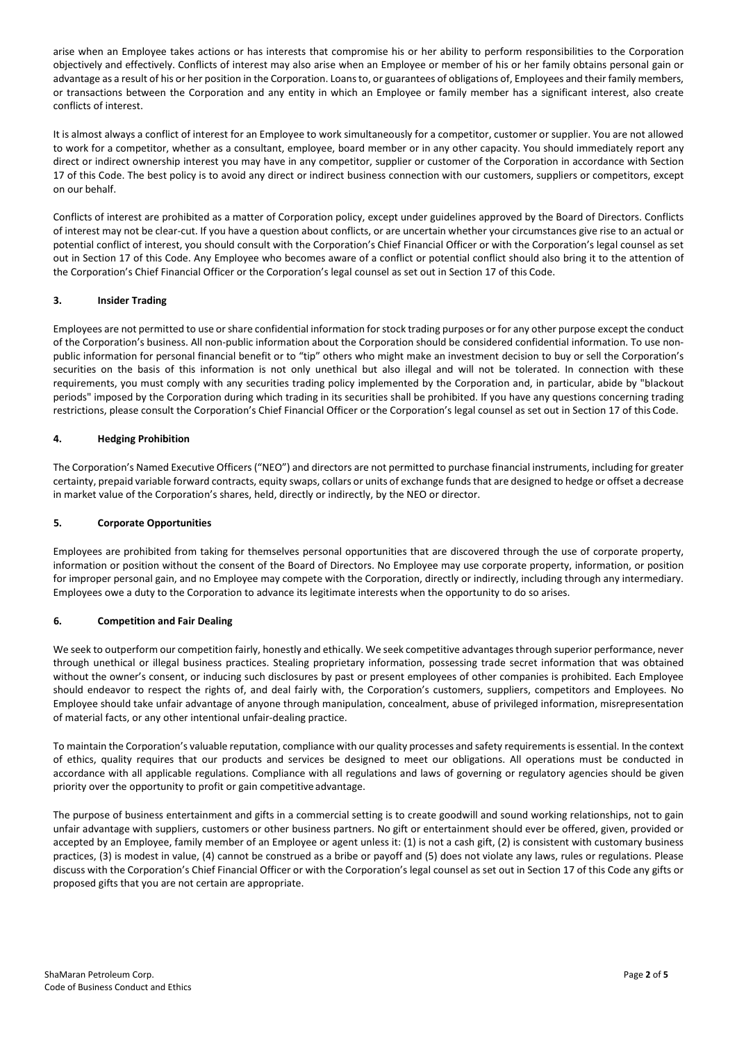arise when an Employee takes actions or has interests that compromise his or her ability to perform responsibilities to the Corporation objectively and effectively. Conflicts of interest may also arise when an Employee or member of his or her family obtains personal gain or advantage as a result of his or her position in the Corporation. Loans to, or guarantees of obligations of, Employees and their family members, or transactions between the Corporation and any entity in which an Employee or family member has a significant interest, also create conflicts of interest.

It is almost always a conflict of interest for an Employee to work simultaneously for a competitor, customer or supplier. You are not allowed to work for a competitor, whether as a consultant, employee, board member or in any other capacity. You should immediately report any direct or indirect ownership interest you may have in any competitor, supplier or customer of the Corporation in accordance with Section 17 of this Code. The best policy is to avoid any direct or indirect business connection with our customers, suppliers or competitors, except on our behalf.

Conflicts of interest are prohibited as a matter of Corporation policy, except under guidelines approved by the Board of Directors. Conflicts of interest may not be clear-cut. If you have a question about conflicts, or are uncertain whether your circumstances give rise to an actual or potential conflict of interest, you should consult with the Corporation's Chief Financial Officer or with the Corporation's legal counsel as set out in Section 17 of this Code. Any Employee who becomes aware of a conflict or potential conflict should also bring it to the attention of the Corporation's Chief Financial Officer or the Corporation's legal counsel as set out in Section 17 of this Code.

## 3. Insider Trading

Employees are not permitted to use or share confidential information for stock trading purposes or for any other purpose except the conduct of the Corporation's business. All non-public information about the Corporation should be considered confidential information. To use non-public information for personal financial benefit or to "tip" others who might make an investment decision to buy or sell the Corporation's securities on the basis of this information is not only unethical but also illegal and will not be tolerated. In connection with these requirements, you must comply with any securities trading policy implemented by the Corporation and, in particular, abide by "blackout periods" imposed by the Corporation during which trading in its securities shall be prohibited. If you have any questions concerning trading restrictions, please consult the Corporation's Chief Financial Officer or the Corporation's legal counsel as set out in Section 17 of this Code.

## 4. Hedging Prohibition

The Corporation's Named Executive Officers ("NEO") and directors are not permitted to purchase financial instruments, including for greater certainty, prepaid variable forward contracts, equity swaps, collars or units of exchange funds that are designed to hedge or offset a decrease in market value of the Corporation's shares, held, directly or indirectly, by the NEO or director.

## 5. Corporate Opportunities

Employees are prohibited from taking for themselves personal opportunities that are discovered through the use of corporate property, information or position without the consent of the Board of Directors. No Employee may use corporate property, information, or position for improper personal gain, and no Employee may compete with the Corporation, directly or indirectly, including through any intermediary. Employees owe a duty to the Corporation to advance its legitimate interests when the opportunity to do so arises.

## 6. Competition and Fair Dealing

We seek to outperform our competition fairly, honestly and ethically. We seek competitive advantages through superior performance, never through unethical or illegal business practices. Stealing proprietary information, possessing trade secret information that was obtained without the owner's consent, or inducing such disclosures by past or present employees of other companies is prohibited. Each Employee should endeavor to respect the rights of, and deal fairly with, the Corporation's customers, suppliers, competitors and Employees. No Employee should take unfair advantage of anyone through manipulation, concealment, abuse of privileged information, misrepresentation of material facts, or any other intentional unfair-dealing practice.

To maintain the Corporation's valuable reputation, compliance with our quality processes and safety requirements is essential. In the context of ethics, quality requires that our products and services be designed to meet our obligations. All operations must be conducted in accordance with all applicable regulations. Compliance with all regulations and laws of governing or regulatory agencies should be given priority over the opportunity to profit or gain competitive advantage.

The purpose of business entertainment and gifts in a commercial setting is to create goodwill and sound working relationships, not to gain unfair advantage with suppliers, customers or other business partners. No gift or entertainment should ever be offered, given, provided or accepted by an Employee, family member of an Employee or agent unless it: (1) is not a cash gift, (2) is consistent with customary business practices, (3) is modest in value, (4) cannot be construed as a bribe or payoff and (5) does not violate any laws, rules or regulations. Please discuss with the Corporation's Chief Financial Officer or with the Corporation's legal counsel as set out in Section 17 of this Code any gifts or proposed gifts that you are not certain are appropriate.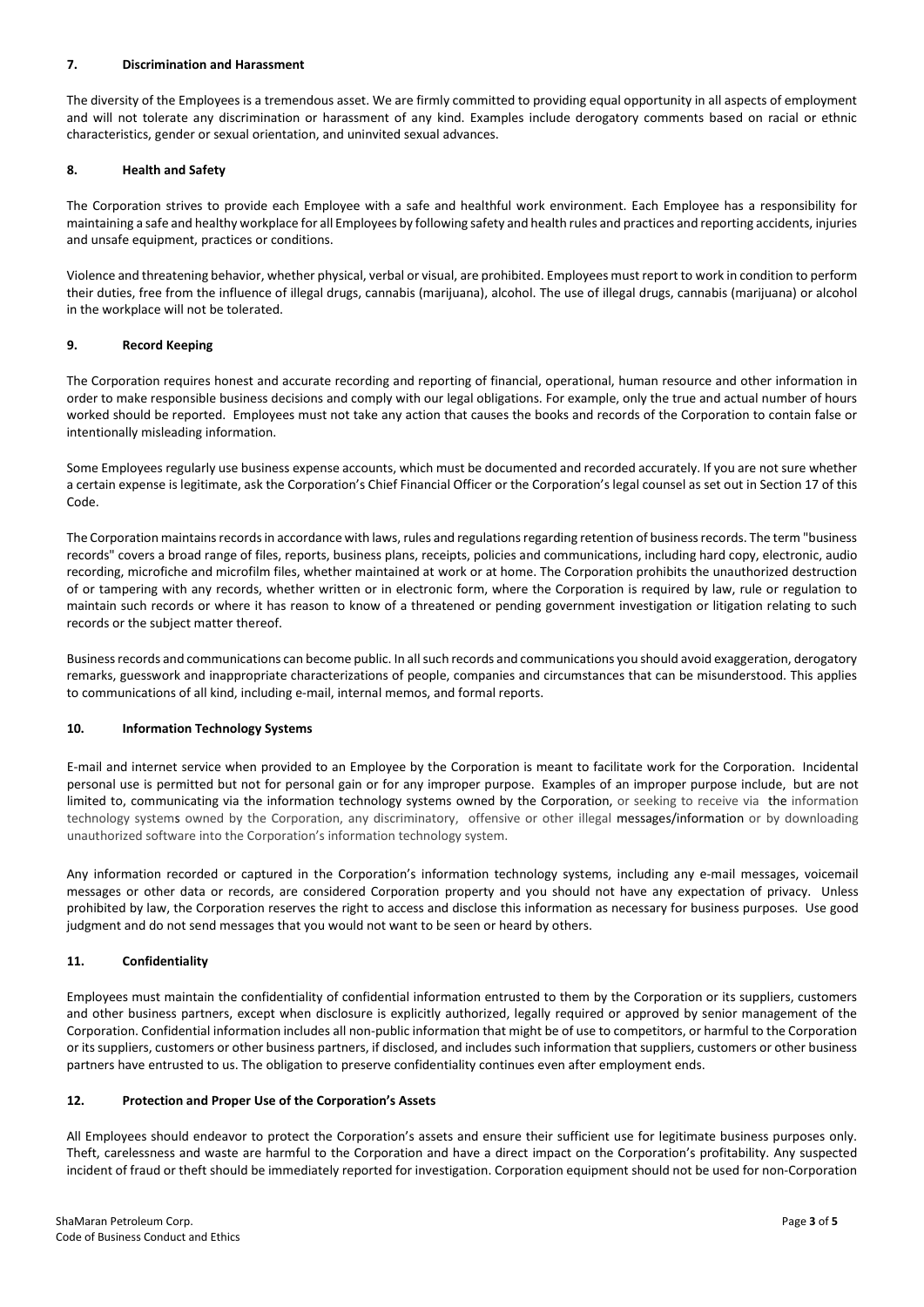## 7. Discrimination and Harassment

The diversity of the Employees is a tremendous asset. We are firmly committed to providing equal opportunity in all aspects of employment and will not tolerate any discrimination or harassment of any kind. Examples include derogatory comments based on racial or ethnic characteristics, gender or sexual orientation, and uninvited sexual advances.

## 8. Health and Safety

The Corporation strives to provide each Employee with a safe and healthful work environment. Each Employee has a responsibility for maintaining a safe and healthy workplace for all Employees by following safety and health rules and practices and reporting accidents, injuries and unsafe equipment, practices or conditions.

Violence and threatening behavior, whether physical, verbal or visual, are prohibited. Employees must report to work in condition to perform their duties, free from the influence of illegal drugs, cannabis (marijuana), alcohol. The use of illegal drugs, cannabis (marijuana) or alcohol in the workplace will not be tolerated.

## 9. Record Keeping

The Corporation requires honest and accurate recording and reporting of financial, operational, human resource and other information in order to make responsible business decisions and comply with our legal obligations. For example, only the true and actual number of hours worked should be reported. Employees must not take any action that causes the books and records of the Corporation to contain false or intentionally misleading information.

Some Employees regularly use business expense accounts, which must be documented and recorded accurately. If you are not sure whether a certain expense is legitimate, ask the Corporation's Chief Financial Officer or the Corporation's legal counsel as set out in Section 17 of this Code.

The Corporation maintains records in accordance with laws, rules and regulations regarding retention of business records. The term "business records" covers a broad range of files, reports, business plans, receipts, policies and communications, including hard copy, electronic, audio recording, microfiche and microfilm files, whether maintained at work or at home. The Corporation prohibits the unauthorized destruction of or tampering with any records, whether written or in electronic form, where the Corporation is required by law, rule or regulation to maintain such records or where it has reason to know of a threatened or pending government investigation or litigation relating to such records or the subject matter thereof.

Business records and communications can become public. In all such records and communications you should avoid exaggeration, derogatory remarks, guesswork and inappropriate characterizations of people, companies and circumstances that can be misunderstood. This applies to communications of all kind, including e-mail, internal memos, and formal reports.

## 10. Information Technology Systems

E-mail and internet service when provided to an Employee by the Corporation is meant to facilitate work for the Corporation. Incidental personal use is permitted but not for personal gain or for any improper purpose. Examples of an improper purpose include, but are not limited to, communicating via the information technology systems owned by the Corporation, or seeking to receive via the information technology systems owned by the Corporation, any discriminatory, offensive or other illegal messages/information or by downloading unauthorized software into the Corporation's information technology system.

Any information recorded or captured in the Corporation's information technology systems, including any e-mail messages, voicemail messages or other data or records, are considered Corporation property and you should not have any expectation of privacy. Unless prohibited by law, the Corporation reserves the right to access and disclose this information as necessary for business purposes. Use good judgment and do not send messages that you would not want to be seen or heard by others.

## 11. Confidentiality

Employees must maintain the confidentiality of confidential information entrusted to them by the Corporation or its suppliers, customers and other business partners, except when disclosure is explicitly authorized, legally required or approved by senior management of the Corporation. Confidential information includes all non-public information that might be of use to competitors, or harmful to the Corporation or its suppliers, customers or other business partners, if disclosed, and includes such information that suppliers, customers or other business partners have entrusted to us. The obligation to preserve confidentiality continues even after employment ends.

## 12. Protection and Proper Use of the Corporation's Assets

All Employees should endeavor to protect the Corporation's assets and ensure their sufficient use for legitimate business purposes only. Theft, carelessness and waste are harmful to the Corporation and have a direct impact on the Corporation's profitability. Any suspected incident of fraud or theft should be immediately reported for investigation. Corporation equipment should not be used for non-Corporation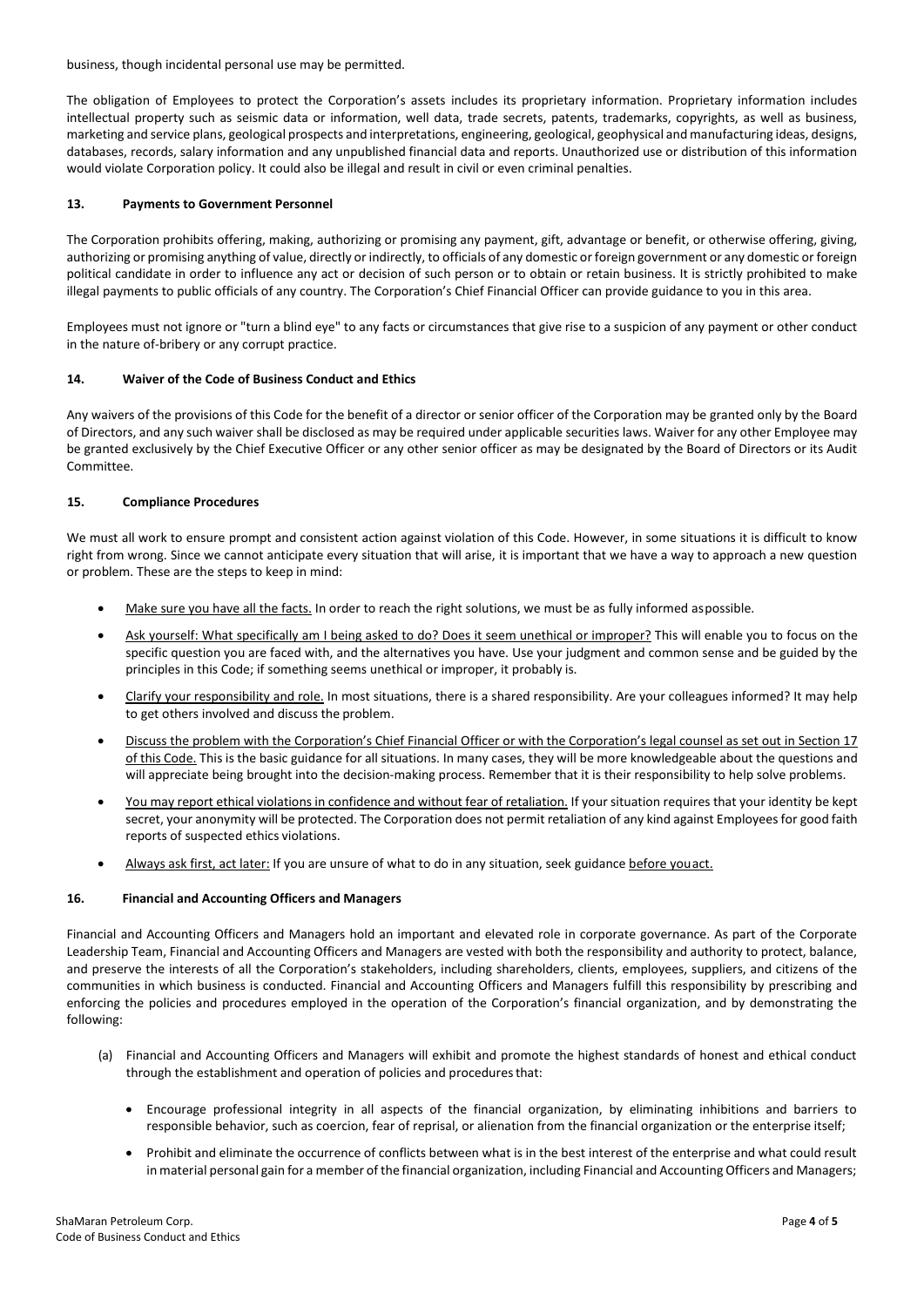business, though incidental personal use may be permitted.

The obligation of Employees to protect the Corporation's assets includes its proprietary information. Proprietary information includes intellectual property such as seismic data or information, well data, trade secrets, patents, trademarks, copyrights, as well as business, marketing and service plans, geological prospects and interpretations, engineering, geological, geophysical and manufacturing ideas, designs, databases, records, salary information and any unpublished financial data and reports. Unauthorized use or distribution of this information would violate Corporation policy. It could also be illegal and result in civil or even criminal penalties.

## 13. Payments to Government Personnel

The Corporation prohibits offering, making, authorizing or promising any payment, gift, advantage or benefit, or otherwise offering, giving, authorizing or promising anything of value, directly or indirectly, to officials of any domestic or foreign government or any domestic or foreign political candidate in order to influence any act or decision of such person or to obtain or retain business. It is strictly prohibited to make illegal payments to public officials of any country. The Corporation's Chief Financial Officer can provide guidance to you in this area.

Employees must not ignore or "turn a blind eye" to any facts or circumstances that give rise to a suspicion of any payment or other conduct in the nature of-bribery or any corrupt practice.

## 14. Waiver of the Code of Business Conduct and Ethics

Any waivers of the provisions of this Code for the benefit of a director or senior officer of the Corporation may be granted only by the Board of Directors, and any such waiver shall be disclosed as may be required under applicable securities laws. Waiver for any other Employee may be granted exclusively by the Chief Executive Officer or any other senior officer as may be designated by the Board of Directors or its Audit Committee.

## 15. Compliance Procedures

We must all work to ensure prompt and consistent action against violation of this Code. However, in some situations it is difficult to know right from wrong. Since we cannot anticipate every situation that will arise, it is important that we have a way to approach a new question or problem. These are the steps to keep in mind:

- Make sure you have all the facts. In order to reach the right solutions, we must be as fully informed as possible.
- Ask yourself: What specifically am I being asked to do? Does it seem unethical or improper? This will enable you to focus on the specific question you are faced with, and the alternatives you have. Use your judgment and common sense and be guided by the principles in this Code; if something seems unethical or improper, it probably is.
- Clarify your responsibility and role. In most situations, there is a shared responsibility. Are your colleagues informed? It may help to get others involved and discuss the problem.
- Discuss the problem with the Corporation's Chief Financial Officer or with the Corporation's legal counsel as set out in Section 17 of this Code. This is the basic guidance for all situations. In many cases, they will be more knowledgeable about the questions and will appreciate being brought into the decision-making process. Remember that it is their responsibility to help solve problems.
- You may report ethical violations in confidence and without fear of retaliation. If your situation requires that your identity be kept secret, your anonymity will be protected. The Corporation does not permit retaliation of any kind against Employees for good faith reports of suspected ethics violations.
- Always ask first, act later: If you are unsure of what to do in any situation, seek guidance before you act.

## 16. Financial and Accounting Officers and Managers

Financial and Accounting Officers and Managers hold an important and elevated role in corporate governance. As part of the Corporate Leadership Team, Financial and Accounting Officers and Managers are vested with both the responsibility and authority to protect, balance, and preserve the interests of all the Corporation's stakeholders, including shareholders, clients, employees, suppliers, and citizens of the communities in which business is conducted. Financial and Accounting Officers and Managers fulfill this responsibility by prescribing and enforcing the policies and procedures employed in the operation of the Corporation's financial organization, and by demonstrating the following:

(a) Financial and Accounting Officers and Managers will exhibit and promote the highest standards of honest and ethical conduct through the establishment and operation of policies and procedures that:

- Encourage professional integrity in all aspects of the financial organization, by eliminating inhibitions and barriers to responsible behavior, such as coercion, fear of reprisal, or alienation from the financial organization or the enterprise itself;
- Prohibit and eliminate the occurrence of conflicts between what is in the best interest of the enterprise and what could result in material personal gain for a member of the financial organization, including Financial and Accounting Officers and Managers;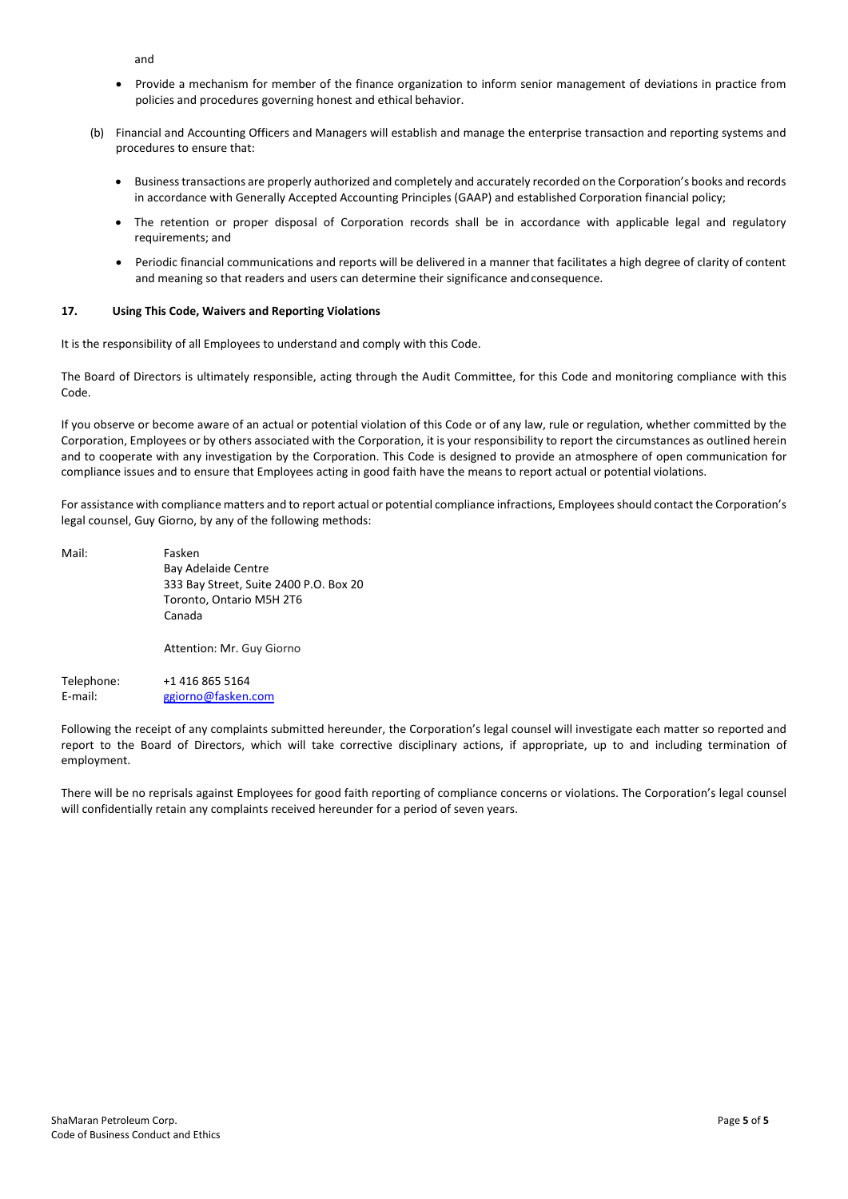and

- Provide a mechanism for member of the finance organization to inform senior management of deviations in practice from policies and procedures governing honest and ethical behavior.

(b) Financial and Accounting Officers and Managers will establish and manage the enterprise transaction and reporting systems and procedures to ensure that:

- Business transactions are properly authorized and completely and accurately recorded on the Corporation's books and records in accordance with Generally Accepted Accounting Principles (GAAP) and established Corporation financial policy;
- The retention or proper disposal of Corporation records shall be in accordance with applicable legal and regulatory requirements; and
- Periodic financial communications and reports will be delivered in a manner that facilitates a high degree of clarity of content and meaning so that readers and users can determine their significance and consequence.

## 17. Using This Code, Waivers and Reporting Violations

It is the responsibility of all Employees to understand and comply with this Code.

The Board of Directors is ultimately responsible, acting through the Audit Committee, for this Code and monitoring compliance with this Code.

If you observe or become aware of an actual or potential violation of this Code or of any law, rule or regulation, whether committed by the Corporation, Employees or by others associated with the Corporation, it is your responsibility to report the circumstances as outlined herein and to cooperate with any investigation by the Corporation. This Code is designed to provide an atmosphere of open communication for compliance issues and to ensure that Employees acting in good faith have the means to report actual or potential violations.

For assistance with compliance matters and to report actual or potential compliance infractions, Employees should contact the Corporation's legal counsel, Guy Giorno, by any of the following methods:

Mail:
Fasken
Bay Adelaide Centre
333 Bay Street, Suite 2400 P.O. Box 20
Toronto, Ontario M5H 2T6
Canada

Attention: Mr. Guy Giorno

Telephone: +1 416 865 5164
E-mail: ggiorno@fasken.com

Following the receipt of any complaints submitted hereunder, the Corporation's legal counsel will investigate each matter so reported and report to the Board of Directors, which will take corrective disciplinary actions, if appropriate, up to and including termination of employment.

There will be no reprisals against Employees for good faith reporting of compliance concerns or violations. The Corporation's legal counsel will confidentially retain any complaints received hereunder for a period of seven years.